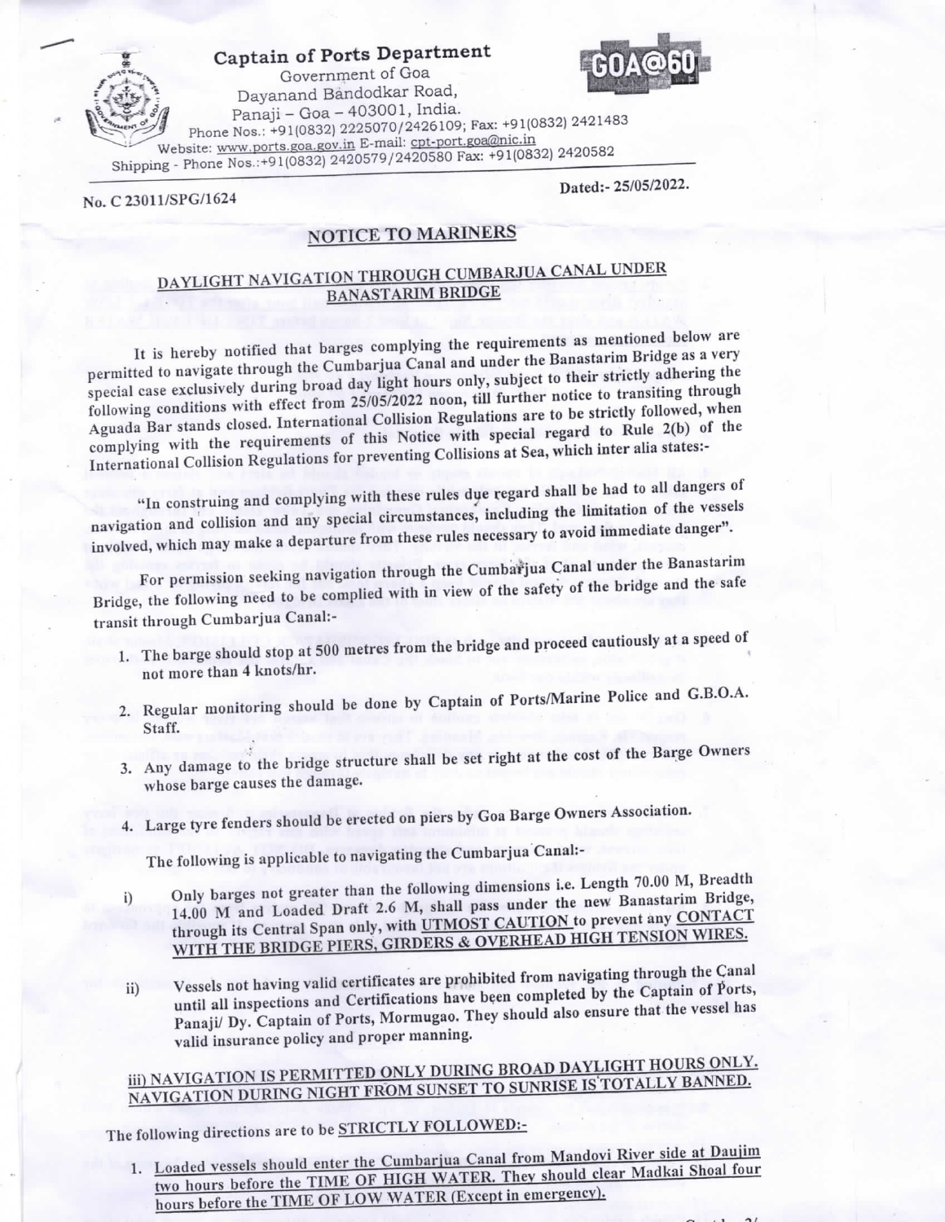**Captain of Ports Department**
Government of Goa
Dayanand Bandodkar Road,
Panaji – Goa – 403001, India.
Phone Nos.: +91(0832) 2225070/2426109; Fax: +91(0832) 2421483
Website: www.ports.goa.gov.in E-mail: cpt-port.goa@nic.in
Shipping - Phone Nos.:+91(0832) 2420579/2420580 Fax: +91(0832) 2420582

No. C 23011/SPG/1624

Dated:- 25/05/2022.

# NOTICE TO MARINERS

## DAYLIGHT NAVIGATION THROUGH CUMBARJUA CANAL UNDER BANASTARIM BRIDGE

It is hereby notified that barges complying the requirements as mentioned below are permitted to navigate through the Cumbarjua Canal and under the Banastarim Bridge as a very special case exclusively during broad day light hours only, subject to their strictly adhering the following conditions with effect from 25/05/2022 noon, till further notice to transiting through Aguada Bar stands closed. International Collision Regulations are to be strictly followed, when complying with the requirements of this Notice with special regard to Rule 2(b) of the International Collision Regulations for preventing Collisions at Sea, which inter alia states:-

"In construing and complying with these rules due regard shall be had to all dangers of navigation and collision and any special circumstances, including the limitation of the vessels involved, which may make a departure from these rules necessary to avoid immediate danger".

For permission seeking navigation through the Cumbarjua Canal under the Banastarim Bridge, the following need to be complied with in view of the safety of the bridge and the safe transit through Cumbarjua Canal:-

1. The barge should stop at 500 metres from the bridge and proceed cautiously at a speed of not more than 4 knots/hr.
2. Regular monitoring should be done by Captain of Ports/Marine Police and G.B.O.A. Staff.
3. Any damage to the bridge structure shall be set right at the cost of the Barge Owners whose barge causes the damage.
4. Large tyre fenders should be erected on piers by Goa Barge Owners Association.

The following is applicable to navigating the Cumbarjua Canal:-

i) Only barges not greater than the following dimensions i.e. Length 70.00 M, Breadth 14.00 M and Loaded Draft 2.6 M, shall pass under the new Banastarim Bridge, through its Central Span only, with UTMOST CAUTION to prevent any CONTACT WITH THE BRIDGE PIERS, GIRDERS & OVERHEAD HIGH TENSION WIRES.

ii) Vessels not having valid certificates are prohibited from navigating through the Canal until all inspections and Certifications have been completed by the Captain of Ports, Panaji/ Dy. Captain of Ports, Mormugao. They should also ensure that the vessel has valid insurance policy and proper manning.

iii) NAVIGATION IS PERMITTED ONLY DURING BROAD DAYLIGHT HOURS ONLY. NAVIGATION DURING NIGHT FROM SUNSET TO SUNRISE IS TOTALLY BANNED.

The following directions are to be STRICTLY FOLLOWED:-

1. Loaded vessels should enter the Cumbarjua Canal from Mandovi River side at Daujim two hours before the TIME OF HIGH WATER. They should clear Madkai Shoal four hours before the TIME OF LOW WATER (Except in emergency).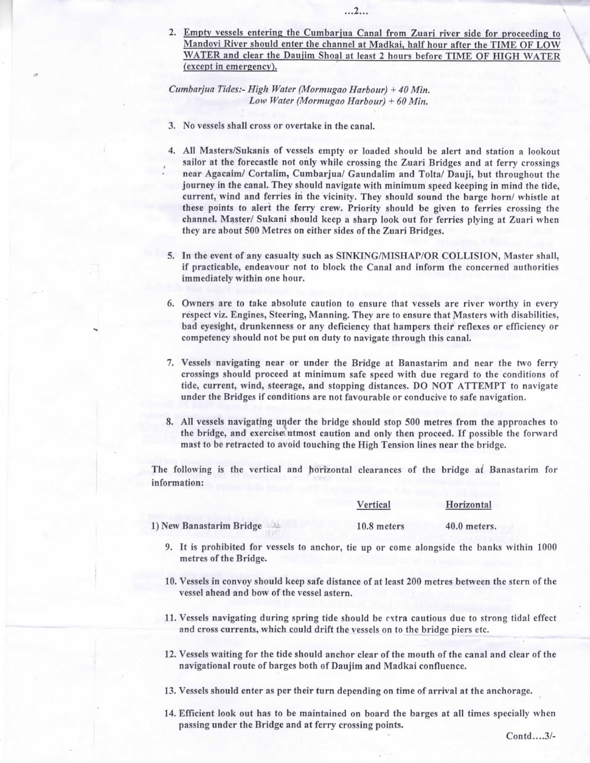2. **Empty vessels entering the Cumbarjua Canal from Zuari river side for proceeding to Mandovi River should enter the channel at Madkai, half hour after the TIME OF LOW WATER and clear the Daujim Shoal at least 2 hours before TIME OF HIGH WATER (except in emergency).**

*Cumbarjua Tides:- High Water (Mormugao Harbour) + 40 Min.*
*Low Water (Mormugao Harbour) + 60 Min.*

3. No vessels shall cross or overtake in the canal.

4. All Masters/Sukanis of vessels empty or loaded should be alert and station a lookout sailor at the forecastle not only while crossing the Zuari Bridges and at ferry crossings near Agacaim/ Cortalim, Cumbarjua/ Gaundalim and Tolta/ Dauji, but throughout the journey in the canal. They should navigate with minimum speed keeping in mind the tide, current, wind and ferries in the vicinity. They should sound the barge horn/ whistle at these points to alert the ferry crew. Priority should be given to ferries crossing the channel. Master/ Sukani should keep a sharp look out for ferries plying at Zuari when they are about 500 Metres on either sides of the Zuari Bridges.

5. In the event of any casualty such as SINKING/MISHAP/OR COLLISION, Master shall, if practicable, endeavour not to block the Canal and inform the concerned authorities immediately within one hour.

6. Owners are to take absolute caution to ensure that vessels are river worthy in every respect viz. Engines, Steering, Manning. They are to ensure that Masters with disabilities, bad eyesight, drunkenness or any deficiency that hampers their reflexes or efficiency or competency should not be put on duty to navigate through this canal.

7. Vessels navigating near or under the Bridge at Banastarim and near the two ferry crossings should proceed at minimum safe speed with due regard to the conditions of tide, current, wind, steerage, and stopping distances. DO NOT ATTEMPT to navigate under the Bridges if conditions are not favourable or conducive to safe navigation.

8. All vessels navigating under the bridge should stop 500 metres from the approaches to the bridge, and exercise utmost caution and only then proceed. If possible the forward mast to be retracted to avoid touching the High Tension lines near the bridge.

The following is the vertical and horizontal clearances of the bridge at Banastarim for information:

| | Vertical | Horizontal |
|---|---|---|
| 1) New Banastarim Bridge | 10.8 meters | 40.0 meters. |

9. It is prohibited for vessels to anchor, tie up or come alongside the banks within 1000 metres of the Bridge.

10. Vessels in convoy should keep safe distance of at least 200 metres between the stern of the vessel ahead and bow of the vessel astern.

11. Vessels navigating during spring tide should be extra cautious due to strong tidal effect and cross currents, which could drift the vessels on to the bridge piers etc.

12. Vessels waiting for the tide should anchor clear of the mouth of the canal and clear of the navigational route of barges both of Daujim and Madkai confluence.

13. Vessels should enter as per their turn depending on time of arrival at the anchorage.

14. Efficient look out has to be maintained on board the barges at all times specially when passing under the Bridge and at ferry crossing points.

Contd....3/-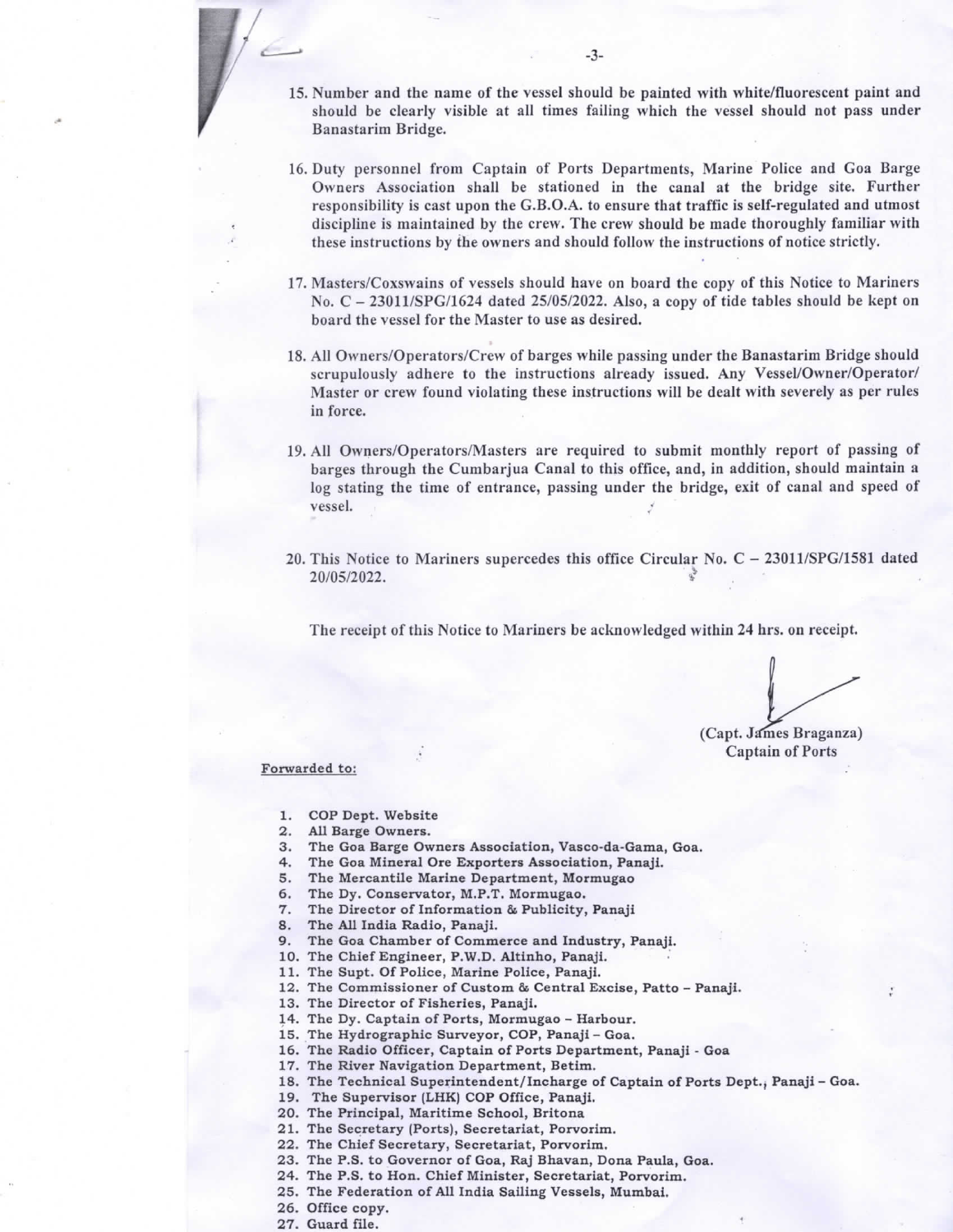15. Number and the name of the vessel should be painted with white/fluorescent paint and should be clearly visible at all times failing which the vessel should not pass under Banastarim Bridge.

16. Duty personnel from Captain of Ports Departments, Marine Police and Goa Barge Owners Association shall be stationed in the canal at the bridge site. Further responsibility is cast upon the G.B.O.A. to ensure that traffic is self-regulated and utmost discipline is maintained by the crew. The crew should be made thoroughly familiar with these instructions by the owners and should follow the instructions of notice strictly.

17. Masters/Coxswains of vessels should have on board the copy of this Notice to Mariners No. C – 23011/SPG/1624 dated 25/05/2022. Also, a copy of tide tables should be kept on board the vessel for the Master to use as desired.

18. All Owners/Operators/Crew of barges while passing under the Banastarim Bridge should scrupulously adhere to the instructions already issued. Any Vessel/Owner/Operator/ Master or crew found violating these instructions will be dealt with severely as per rules in force.

19. All Owners/Operators/Masters are required to submit monthly report of passing of barges through the Cumbarjua Canal to this office, and, in addition, should maintain a log stating the time of entrance, passing under the bridge, exit of canal and speed of vessel.

20. This Notice to Mariners supercedes this office Circular No. C – 23011/SPG/1581 dated 20/05/2022.

The receipt of this Notice to Mariners be acknowledged within 24 hrs. on receipt.

(Capt. James Braganza)
Captain of Ports

Forwarded to:

1. COP Dept. Website
2. All Barge Owners.
3. The Goa Barge Owners Association, Vasco-da-Gama, Goa.
4. The Goa Mineral Ore Exporters Association, Panaji.
5. The Mercantile Marine Department, Mormugao
6. The Dy. Conservator, M.P.T. Mormugao.
7. The Director of Information & Publicity, Panaji
8. The All India Radio, Panaji.
9. The Goa Chamber of Commerce and Industry, Panaji.
10. The Chief Engineer, P.W.D. Altinho, Panaji.
11. The Supt. Of Police, Marine Police, Panaji.
12. The Commissioner of Custom & Central Excise, Patto – Panaji.
13. The Director of Fisheries, Panaji.
14. The Dy. Captain of Ports, Mormugao – Harbour.
15. The Hydrographic Surveyor, COP, Panaji – Goa.
16. The Radio Officer, Captain of Ports Department, Panaji - Goa
17. The River Navigation Department, Betim.
18. The Technical Superintendent/Incharge of Captain of Ports Dept., Panaji – Goa.
19. The Supervisor (LHK) COP Office, Panaji.
20. The Principal, Maritime School, Britona
21. The Secretary (Ports), Secretariat, Porvorim.
22. The Chief Secretary, Secretariat, Porvorim.
23. The P.S. to Governor of Goa, Raj Bhavan, Dona Paula, Goa.
24. The P.S. to Hon. Chief Minister, Secretariat, Porvorim.
25. The Federation of All India Sailing Vessels, Mumbai.
26. Office copy.
27. Guard file.